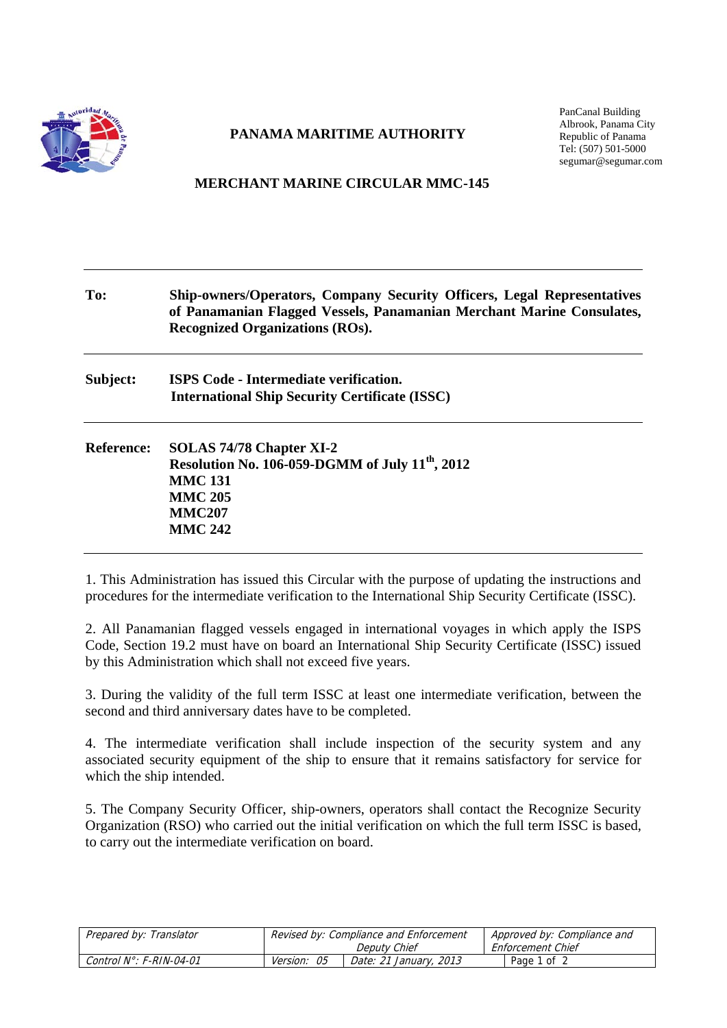# PANAMA MARITIME AUTHORITY

PanCanal Building
Albrook, Panama City
Republic of Panama
Tel: (507) 501-5000
segumar@segumar.com

## MERCHANT MARINE CIRCULAR MMC-145

| | |
|---|---|
| **To:** | **Ship-owners/Operators, Company Security Officers, Legal Representatives of Panamanian Flagged Vessels, Panamanian Merchant Marine Consulates, Recognized Organizations (ROs).** |
| **Subject:** | **ISPS Code - Intermediate verification. International Ship Security Certificate (ISSC)** |
| **Reference:** | **SOLAS 74/78 Chapter XI-2**<br>**Resolution No. 106-059-DGMM of July 11th, 2012**<br>**MMC 131**<br>**MMC 205**<br>**MMC207**<br>**MMC 242** |

1. This Administration has issued this Circular with the purpose of updating the instructions and procedures for the intermediate verification to the International Ship Security Certificate (ISSC).

2. All Panamanian flagged vessels engaged in international voyages in which apply the ISPS Code, Section 19.2 must have on board an International Ship Security Certificate (ISSC) issued by this Administration which shall not exceed five years.

3. During the validity of the full term ISSC at least one intermediate verification, between the second and third anniversary dates have to be completed.

4. The intermediate verification shall include inspection of the security system and any associated security equipment of the ship to ensure that it remains satisfactory for service for which the ship intended.

5. The Company Security Officer, ship-owners, operators shall contact the Recognize Security Organization (RSO) who carried out the initial verification on which the full term ISSC is based, to carry out the intermediate verification on board.

| Prepared by: Translator | Revised by: Compliance and Enforcement Deputy Chief | | Approved by: Compliance and Enforcement Chief |
|---|---|---|---|
| Control N°: F-RIN-04-01 | Version: 05 | Date: 21 January, 2013 | |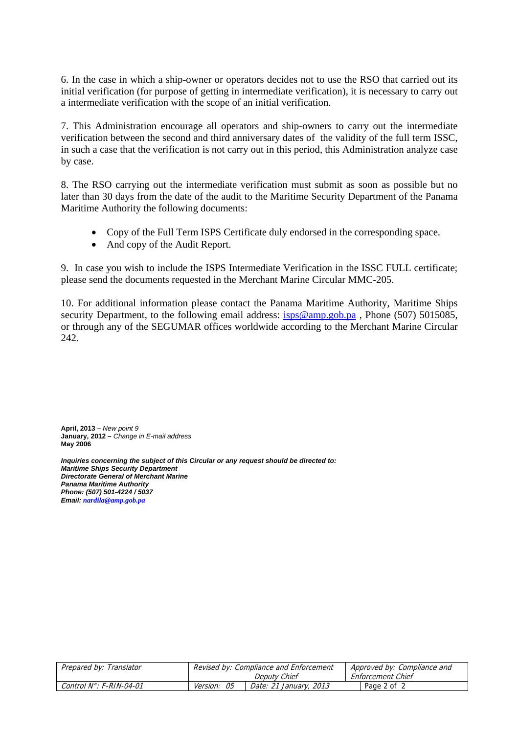6. In the case in which a ship-owner or operators decides not to use the RSO that carried out its initial verification (for purpose of getting in intermediate verification), it is necessary to carry out a intermediate verification with the scope of an initial verification.

7. This Administration encourage all operators and ship-owners to carry out the intermediate verification between the second and third anniversary dates of the validity of the full term ISSC, in such a case that the verification is not carry out in this period, this Administration analyze case by case.

8. The RSO carrying out the intermediate verification must submit as soon as possible but no later than 30 days from the date of the audit to the Maritime Security Department of the Panama Maritime Authority the following documents:

- Copy of the Full Term ISPS Certificate duly endorsed in the corresponding space.
- And copy of the Audit Report.

9. In case you wish to include the ISPS Intermediate Verification in the ISSC FULL certificate; please send the documents requested in the Merchant Marine Circular MMC-205.

10. For additional information please contact the Panama Maritime Authority, Maritime Ships security Department, to the following email address: isps@amp.gob.pa , Phone (507) 5015085, or through any of the SEGUMAR offices worldwide according to the Merchant Marine Circular 242.

**April, 2013 –** *New point 9*
**January, 2012 –** *Change in E-mail address*
**May 2006**

***Inquiries concerning the subject of this Circular or any request should be directed to:***
***Maritime Ships Security Department***
***Directorate General of Merchant Marine***
***Panama Maritime Authority***
***Phone: (507) 501-4224 / 5037***
***Email: nardila@amp.gob.pa***

| | | | |
|---|---|---|---|
| *Prepared by: Translator* | *Revised by: Compliance and Enforcement Deputy Chief* | | *Approved by: Compliance and Enforcement Chief* |
| *Control N°: F-RIN-04-01* | *Version: 05* | *Date: 21 January, 2013* | Page 2 of 2 |